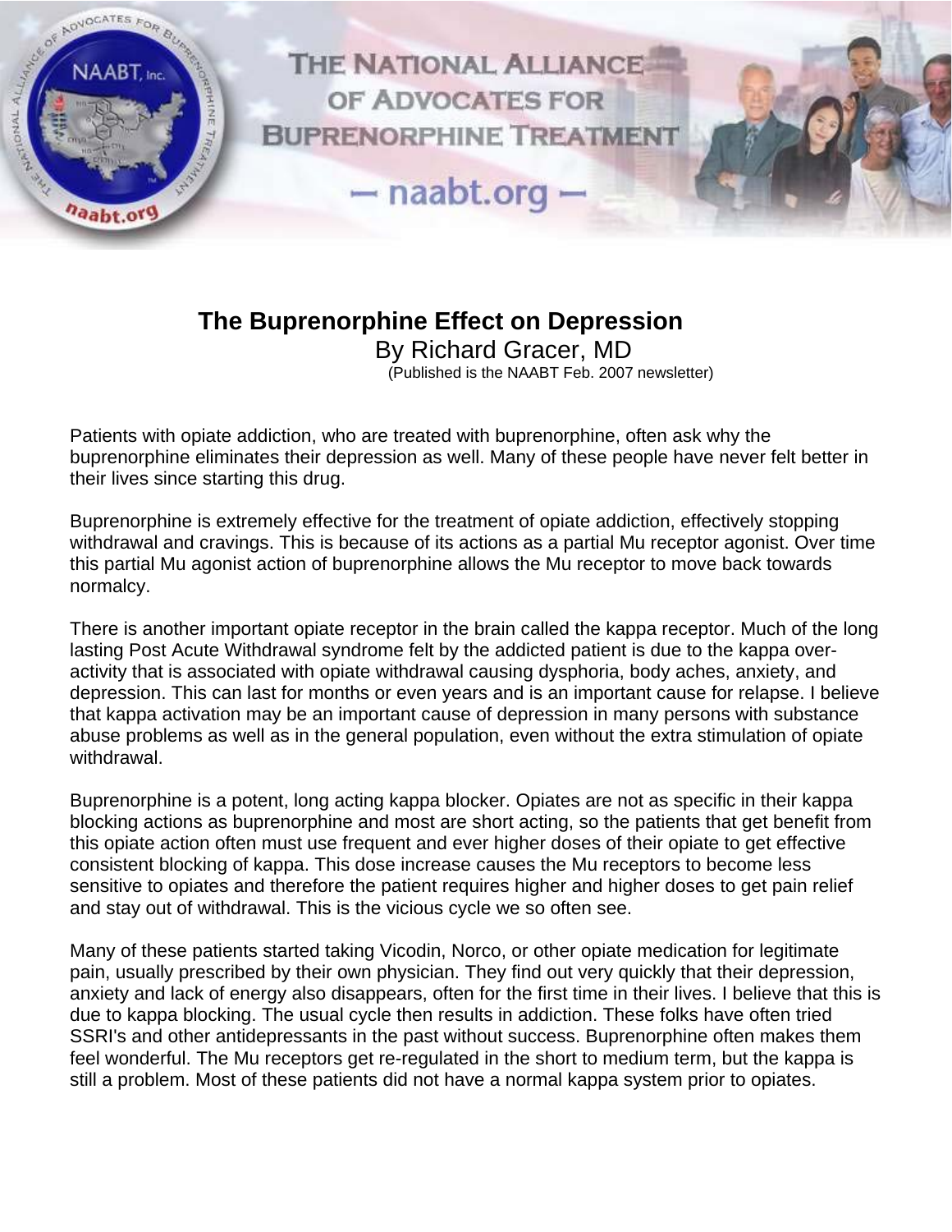# THE NATIONAL ALLIANCE OF ADVOCATES FOR BUPRENORPHINE TREATMENT

— naabt.org —

## The Buprenorphine Effect on Depression

By Richard Gracer, MD

(Published is the NAABT Feb. 2007 newsletter)

Patients with opiate addiction, who are treated with buprenorphine, often ask why the buprenorphine eliminates their depression as well. Many of these people have never felt better in their lives since starting this drug.

Buprenorphine is extremely effective for the treatment of opiate addiction, effectively stopping withdrawal and cravings. This is because of its actions as a partial Mu receptor agonist. Over time this partial Mu agonist action of buprenorphine allows the Mu receptor to move back towards normalcy.

There is another important opiate receptor in the brain called the kappa receptor. Much of the long lasting Post Acute Withdrawal syndrome felt by the addicted patient is due to the kappa over-activity that is associated with opiate withdrawal causing dysphoria, body aches, anxiety, and depression. This can last for months or even years and is an important cause for relapse. I believe that kappa activation may be an important cause of depression in many persons with substance abuse problems as well as in the general population, even without the extra stimulation of opiate withdrawal.

Buprenorphine is a potent, long acting kappa blocker. Opiates are not as specific in their kappa blocking actions as buprenorphine and most are short acting, so the patients that get benefit from this opiate action often must use frequent and ever higher doses of their opiate to get effective consistent blocking of kappa. This dose increase causes the Mu receptors to become less sensitive to opiates and therefore the patient requires higher and higher doses to get pain relief and stay out of withdrawal. This is the vicious cycle we so often see.

Many of these patients started taking Vicodin, Norco, or other opiate medication for legitimate pain, usually prescribed by their own physician. They find out very quickly that their depression, anxiety and lack of energy also disappears, often for the first time in their lives. I believe that this is due to kappa blocking. The usual cycle then results in addiction. These folks have often tried SSRI's and other antidepressants in the past without success. Buprenorphine often makes them feel wonderful. The Mu receptors get re-regulated in the short to medium term, but the kappa is still a problem. Most of these patients did not have a normal kappa system prior to opiates.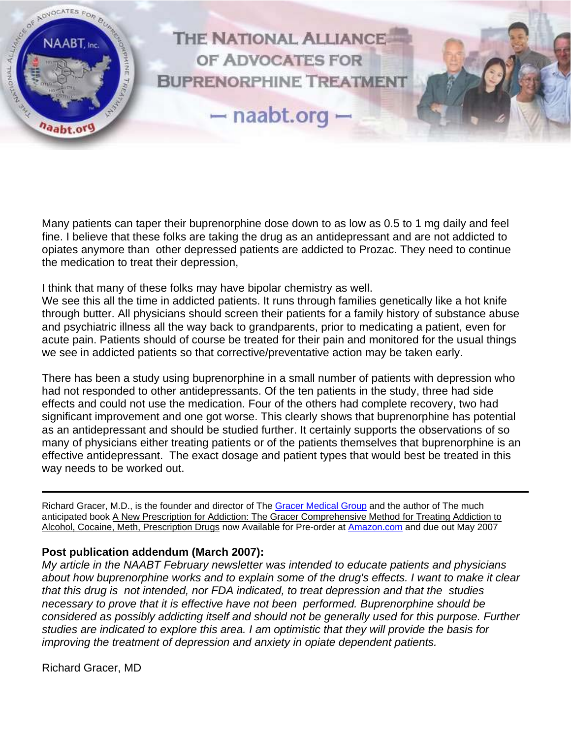Many patients can taper their buprenorphine dose down to as low as 0.5 to 1 mg daily and feel fine. I believe that these folks are taking the drug as an antidepressant and are not addicted to opiates anymore than other depressed patients are addicted to Prozac. They need to continue the medication to treat their depression,

I think that many of these folks may have bipolar chemistry as well.
We see this all the time in addicted patients. It runs through families genetically like a hot knife through butter. All physicians should screen their patients for a family history of substance abuse and psychiatric illness all the way back to grandparents, prior to medicating a patient, even for acute pain. Patients should of course be treated for their pain and monitored for the usual things we see in addicted patients so that corrective/preventative action may be taken early.

There has been a study using buprenorphine in a small number of patients with depression who had not responded to other antidepressants. Of the ten patients in the study, three had side effects and could not use the medication. Four of the others had complete recovery, two had significant improvement and one got worse. This clearly shows that buprenorphine has potential as an antidepressant and should be studied further. It certainly supports the observations of so many of physicians either treating patients or of the patients themselves that buprenorphine is an effective antidepressant. The exact dosage and patient types that would best be treated in this way needs to be worked out.

---

Richard Gracer, M.D., is the founder and director of The Gracer Medical Group and the author of The much anticipated book A New Prescription for Addiction: The Gracer Comprehensive Method for Treating Addiction to Alcohol, Cocaine, Meth, Prescription Drugs now Available for Pre-order at Amazon.com and due out May 2007

**Post publication addendum (March 2007):**

*My article in the NAABT February newsletter was intended to educate patients and physicians about how buprenorphine works and to explain some of the drug's effects. I want to make it clear that this drug is not intended, nor FDA indicated, to treat depression and that the studies necessary to prove that it is effective have not been performed. Buprenorphine should be considered as possibly addicting itself and should not be generally used for this purpose. Further studies are indicated to explore this area. I am optimistic that they will provide the basis for improving the treatment of depression and anxiety in opiate dependent patients.*

Richard Gracer, MD